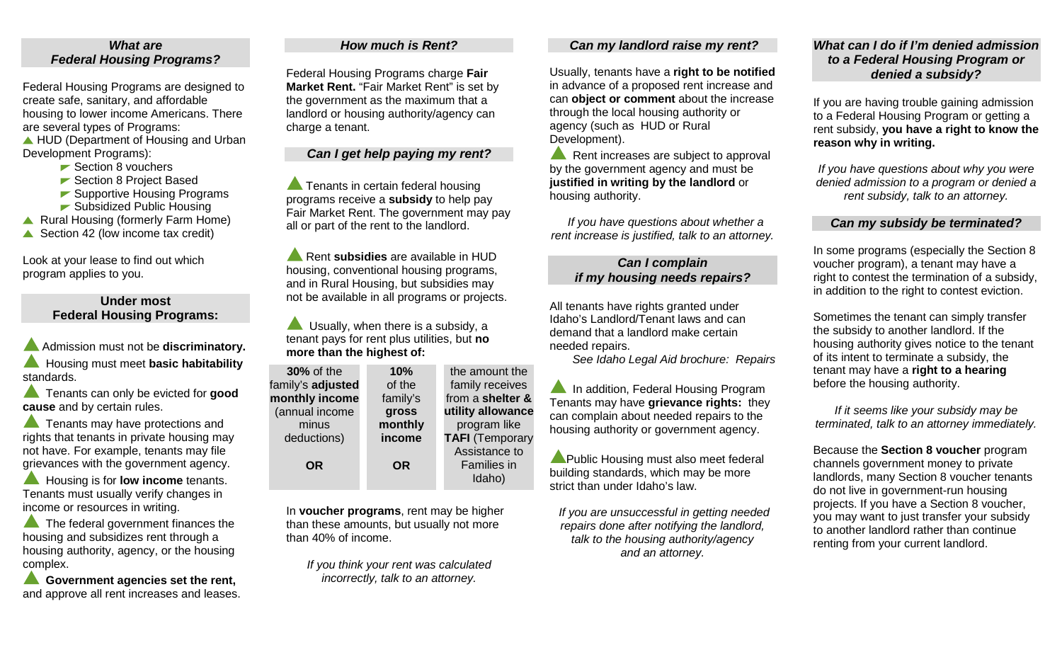### *What are Federal Housing Programs?*

Federal Housing Programs are designed to create safe, sanitary, and affordable housing to lower income Americans. There are several types of Programs:

- HUD (Department of Housing and Urban Development Programs):
  - Section 8 vouchers
  - Section 8 Project Based
  - Supportive Housing Programs
  - Subsidized Public Housing
- Rural Housing (formerly Farm Home)
- Section 42 (low income tax credit)

Look at your lease to find out which program applies to you.

### Under most Federal Housing Programs:

- Admission must not be **discriminatory.**
- Housing must meet **basic habitability** standards.
- Tenants can only be evicted for **good cause** and by certain rules.
- Tenants may have protections and rights that tenants in private housing may not have. For example, tenants may file grievances with the government agency.
- Housing is for **low income** tenants. Tenants must usually verify changes in income or resources in writing.
- The federal government finances the housing and subsidizes rent through a housing authority, agency, or the housing complex.
- **Government agencies set the rent,** and approve all rent increases and leases.

### *How much is Rent?*

Federal Housing Programs charge **Fair Market Rent.** "Fair Market Rent" is set by the government as the maximum that a landlord or housing authority/agency can charge a tenant.

### *Can I get help paying my rent?*

- Tenants in certain federal housing programs receive a **subsidy** to help pay Fair Market Rent. The government may pay all or part of the rent to the landlord.
- Rent **subsidies** are available in HUD housing, conventional housing programs, and in Rural Housing, but subsidies may not be available in all programs or projects.
- Usually, when there is a subsidy, a tenant pays for rent plus utilities, but **no more than the highest of:**

| **30%** of the family's **adjusted monthly income** (annual income minus deductions) | **10%** of the family's **gross monthly income** | the amount the family receives from a **shelter & utility allowance** program like **TAFI** (Temporary Assistance to Families in Idaho) |
|---|---|---|
| **OR** | **OR** | |

In **voucher programs**, rent may be higher than these amounts, but usually not more than 40% of income.

*If you think your rent was calculated incorrectly, talk to an attorney.*

### *Can my landlord raise my rent?*

Usually, tenants have a **right to be notified** in advance of a proposed rent increase and can **object or comment** about the increase through the local housing authority or agency (such as HUD or Rural Development).

- Rent increases are subject to approval by the government agency and must be **justified in writing by the landlord** or housing authority.

*If you have questions about whether a rent increase is justified, talk to an attorney.*

### *Can I complain if my housing needs repairs?*

All tenants have rights granted under Idaho's Landlord/Tenant laws and can demand that a landlord make certain needed repairs.

*See Idaho Legal Aid brochure: Repairs*

- In addition, Federal Housing Program Tenants may have **grievance rights:** they can complain about needed repairs to the housing authority or government agency.
- Public Housing must also meet federal building standards, which may be more strict than under Idaho's law.

*If you are unsuccessful in getting needed repairs done after notifying the landlord, talk to the housing authority/agency and an attorney.*

### *What can I do if I'm denied admission to a Federal Housing Program or denied a subsidy?*

If you are having trouble gaining admission to a Federal Housing Program or getting a rent subsidy, **you have a right to know the reason why in writing.**

*If you have questions about why you were denied admission to a program or denied a rent subsidy, talk to an attorney.*

### *Can my subsidy be terminated?*

In some programs (especially the Section 8 voucher program), a tenant may have a right to contest the termination of a subsidy, in addition to the right to contest eviction.

Sometimes the tenant can simply transfer the subsidy to another landlord. If the housing authority gives notice to the tenant of its intent to terminate a subsidy, the tenant may have a **right to a hearing** before the housing authority.

*If it seems like your subsidy may be terminated, talk to an attorney immediately.*

Because the **Section 8 voucher** program channels government money to private landlords, many Section 8 voucher tenants do not live in government-run housing projects. If you have a Section 8 voucher, you may want to just transfer your subsidy to another landlord rather than continue renting from your current landlord.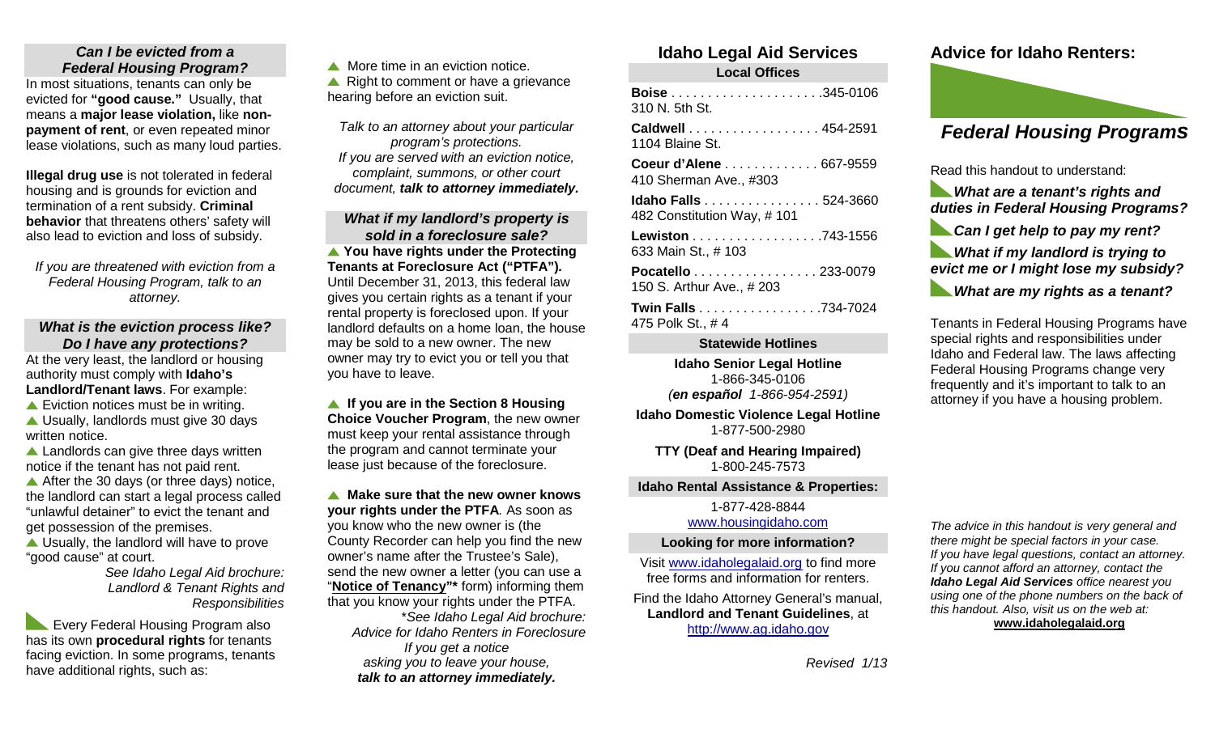### *Can I be evicted from a Federal Housing Program?*

In most situations, tenants can only be evicted for **"good cause."** Usually, that means a **major lease violation,** like **non-payment of rent**, or even repeated minor lease violations, such as many loud parties.

**Illegal drug use** is not tolerated in federal housing and is grounds for eviction and termination of a rent subsidy. **Criminal behavior** that threatens others' safety will also lead to eviction and loss of subsidy.

*If you are threatened with eviction from a Federal Housing Program, talk to an attorney.*

### *What is the eviction process like? Do I have any protections?*

At the very least, the landlord or housing authority must comply with **Idaho's Landlord/Tenant laws**. For example:

- Eviction notices must be in writing.
- Usually, landlords must give 30 days written notice.
- Landlords can give three days written notice if the tenant has not paid rent.
- After the 30 days (or three days) notice, the landlord can start a legal process called "unlawful detainer" to evict the tenant and get possession of the premises.
- Usually, the landlord will have to prove "good cause" at court.

*See Idaho Legal Aid brochure: Landlord & Tenant Rights and Responsibilities*

Every Federal Housing Program also has its own **procedural rights** for tenants facing eviction. In some programs, tenants have additional rights, such as:

- More time in an eviction notice.
- Right to comment or have a grievance hearing before an eviction suit.

*Talk to an attorney about your particular program's protections.*
*If you are served with an eviction notice, complaint, summons, or other court document, **talk to attorney immediately.***

### *What if my landlord's property is sold in a foreclosure sale?*

- **You have rights under the Protecting Tenants at Foreclosure Act ("PTFA").** Until December 31, 2013, this federal law gives you certain rights as a tenant if your rental property is foreclosed upon. If your landlord defaults on a home loan, the house may be sold to a new owner. The new owner may try to evict you or tell you that you have to leave.

- **If you are in the Section 8 Housing Choice Voucher Program**, the new owner must keep your rental assistance through the program and cannot terminate your lease just because of the foreclosure.

- **Make sure that the new owner knows your rights under the PTFA***.* As soon as you know who the new owner is (the County Recorder can help you find the new owner's name after the Trustee's Sale), send the new owner a letter (you can use a "**Notice of Tenancy"\*** form) informing them that you know your rights under the PTFA.

\**See Idaho Legal Aid brochure: Advice for Idaho Renters in Foreclosure*
*If you get a notice asking you to leave your house, **talk to an attorney immediately.***

## Idaho Legal Aid Services

### Local Offices

**Boise** . . . . . . . . . . . . . . . . . . . . .345-0106
310 N. 5th St.

**Caldwell** . . . . . . . . . . . . . . . . . . 454-2591
1104 Blaine St.

**Coeur d'Alene** . . . . . . . . . . . . . 667-9559
410 Sherman Ave., #303

**Idaho Falls** . . . . . . . . . . . . . . . . 524-3660
482 Constitution Way, # 101

**Lewiston** . . . . . . . . . . . . . . . . . .743-1556
633 Main St., # 103

**Pocatello** . . . . . . . . . . . . . . . . . 233-0079
150 S. Arthur Ave., # 203

**Twin Falls** . . . . . . . . . . . . . . . . .734-7024
475 Polk St., # 4

### Statewide Hotlines

**Idaho Senior Legal Hotline**
1-866-345-0106
(***en español*** *1-866-954-2591)*

**Idaho Domestic Violence Legal Hotline**
1-877-500-2980

**TTY (Deaf and Hearing Impaired)**
1-800-245-7573

### Idaho Rental Assistance & Properties:

1-877-428-8844
www.housingidaho.com

### Looking for more information?

Visit www.idaholegalaid.org to find more free forms and information for renters.

Find the Idaho Attorney General's manual, **Landlord and Tenant Guidelines**, at http://www.ag.idaho.gov

*Revised 1/13*

# Advice for Idaho Renters:

## *Federal Housing Programs*

Read this handout to understand:

- ***What are a tenant's rights and duties in Federal Housing Programs?***
- ***Can I get help to pay my rent?***
- ***What if my landlord is trying to evict me or I might lose my subsidy?***
- ***What are my rights as a tenant?***

Tenants in Federal Housing Programs have special rights and responsibilities under Idaho and Federal law. The laws affecting Federal Housing Programs change very frequently and it's important to talk to an attorney if you have a housing problem.

*The advice in this handout is very general and there might be special factors in your case. If you have legal questions, contact an attorney. If you cannot afford an attorney, contact the **Idaho Legal Aid Services** office nearest you using one of the phone numbers on the back of this handout. Also, visit us on the web at:*
**www.idaholegalaid.org**